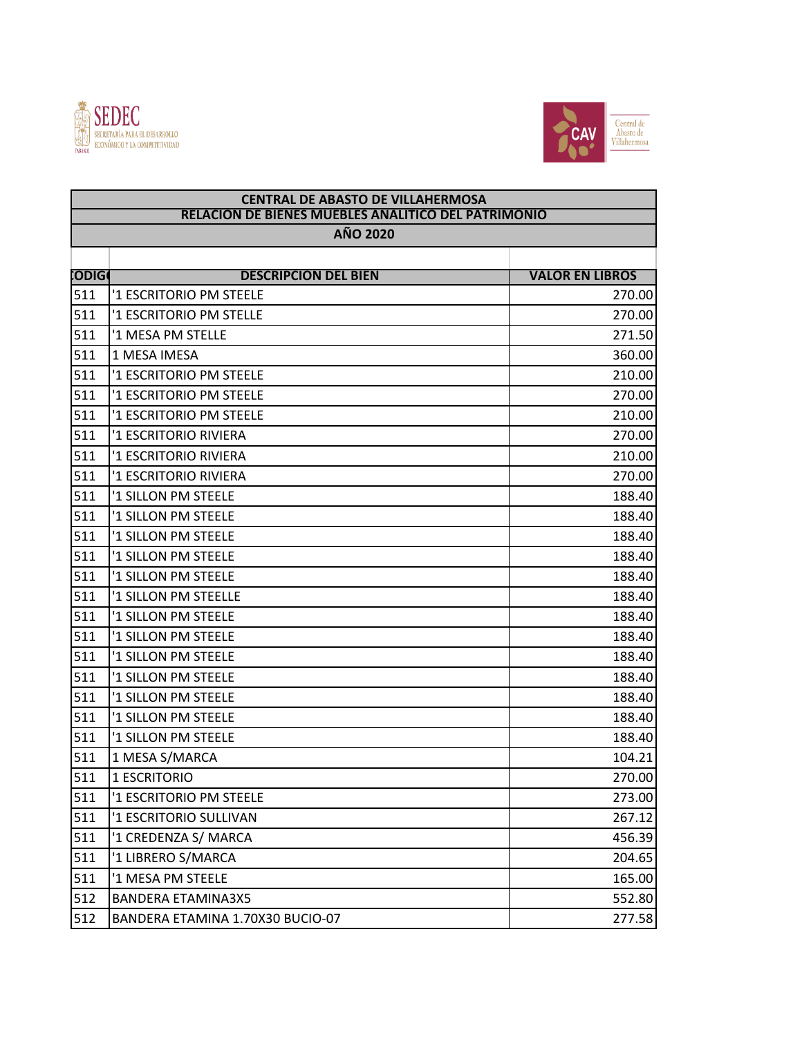SEDEC SECRETARÍA PARA EL DESARROLLO ECONÓMICO Y LA COMPETITIVIDAD

CAV Central de Abasto de Villahermosa

| CENTRAL DE ABASTO DE VILLAHERMOSA | | |
|---|---|---|
| RELACION DE BIENES MUEBLES ANALITICO DEL PATRIMONIO | | |
| AÑO 2020 | | |
| CODIGO | DESCRIPCION DEL BIEN | VALOR EN LIBROS |
| 511 | '1 ESCRITORIO PM STEELE | 270.00 |
| 511 | '1 ESCRITORIO PM STELLE | 270.00 |
| 511 | '1 MESA PM STELLE | 271.50 |
| 511 | 1 MESA IMESA | 360.00 |
| 511 | '1 ESCRITORIO PM STEELE | 210.00 |
| 511 | '1 ESCRITORIO PM STEELE | 270.00 |
| 511 | '1 ESCRITORIO PM STEELE | 210.00 |
| 511 | '1 ESCRITORIO RIVIERA | 270.00 |
| 511 | '1 ESCRITORIO RIVIERA | 210.00 |
| 511 | '1 ESCRITORIO RIVIERA | 270.00 |
| 511 | '1 SILLON PM STEELE | 188.40 |
| 511 | '1 SILLON PM STEELE | 188.40 |
| 511 | '1 SILLON PM STEELE | 188.40 |
| 511 | '1 SILLON PM STEELE | 188.40 |
| 511 | '1 SILLON PM STEELE | 188.40 |
| 511 | '1 SILLON PM STEELLE | 188.40 |
| 511 | '1 SILLON PM STEELE | 188.40 |
| 511 | '1 SILLON PM STEELE | 188.40 |
| 511 | '1 SILLON PM STEELE | 188.40 |
| 511 | '1 SILLON PM STEELE | 188.40 |
| 511 | '1 SILLON PM STEELE | 188.40 |
| 511 | '1 SILLON PM STEELE | 188.40 |
| 511 | '1 SILLON PM STEELE | 188.40 |
| 511 | 1 MESA S/MARCA | 104.21 |
| 511 | 1 ESCRITORIO | 270.00 |
| 511 | '1 ESCRITORIO PM STEELE | 273.00 |
| 511 | '1 ESCRITORIO SULLIVAN | 267.12 |
| 511 | '1 CREDENZA S/ MARCA | 456.39 |
| 511 | '1 LIBRERO S/MARCA | 204.65 |
| 511 | '1 MESA PM STEELE | 165.00 |
| 512 | BANDERA ETAMINA3X5 | 552.80 |
| 512 | BANDERA ETAMINA 1.70X30 BUCIO-07 | 277.58 |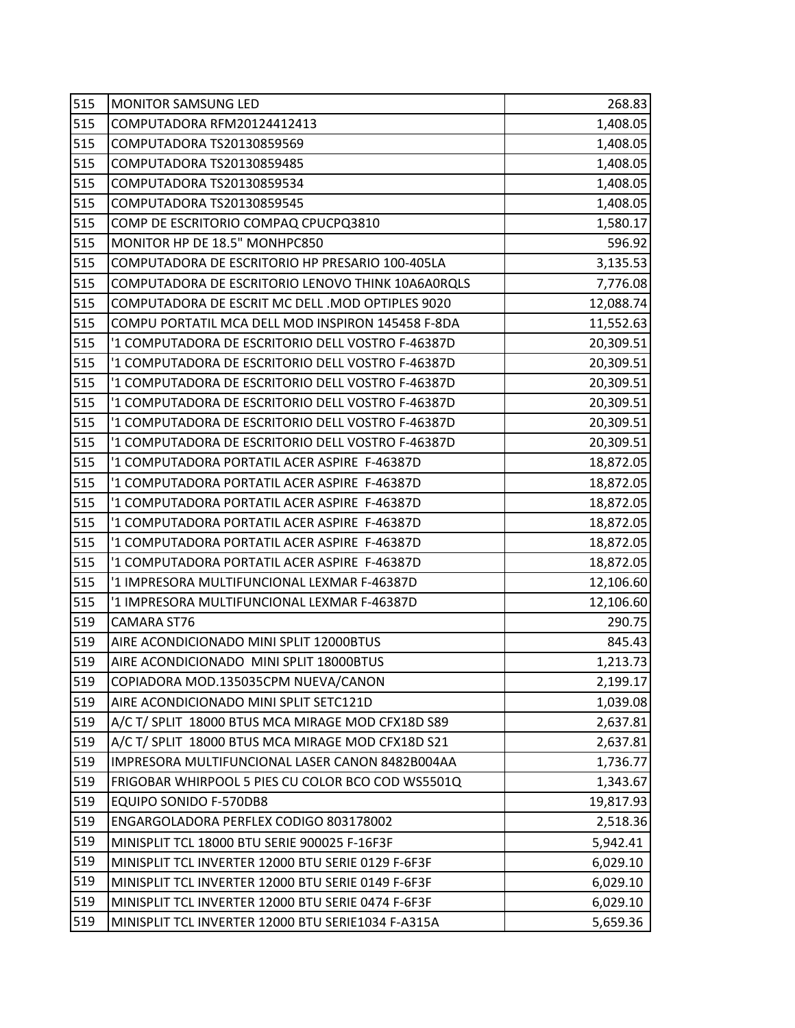| | | |
|---|---|---|
| 515 | MONITOR SAMSUNG LED | 268.83 |
| 515 | COMPUTADORA RFM20124412413 | 1,408.05 |
| 515 | COMPUTADORA TS20130859569 | 1,408.05 |
| 515 | COMPUTADORA TS20130859485 | 1,408.05 |
| 515 | COMPUTADORA TS20130859534 | 1,408.05 |
| 515 | COMPUTADORA TS20130859545 | 1,408.05 |
| 515 | COMP DE ESCRITORIO COMPAQ CPUCPQ3810 | 1,580.17 |
| 515 | MONITOR HP DE 18.5" MONHPC850 | 596.92 |
| 515 | COMPUTADORA DE ESCRITORIO HP PRESARIO 100-405LA | 3,135.53 |
| 515 | COMPUTADORA DE ESCRITORIO LENOVO THINK 10A6A0RQLS | 7,776.08 |
| 515 | COMPUTADORA DE ESCRIT MC DELL .MOD OPTIPLES 9020 | 12,088.74 |
| 515 | COMPU PORTATIL MCA DELL MOD INSPIRON 145458 F-8DA | 11,552.63 |
| 515 | '1 COMPUTADORA DE ESCRITORIO DELL VOSTRO F-46387D | 20,309.51 |
| 515 | '1 COMPUTADORA DE ESCRITORIO DELL VOSTRO F-46387D | 20,309.51 |
| 515 | '1 COMPUTADORA DE ESCRITORIO DELL VOSTRO F-46387D | 20,309.51 |
| 515 | '1 COMPUTADORA DE ESCRITORIO DELL VOSTRO F-46387D | 20,309.51 |
| 515 | '1 COMPUTADORA DE ESCRITORIO DELL VOSTRO F-46387D | 20,309.51 |
| 515 | '1 COMPUTADORA DE ESCRITORIO DELL VOSTRO F-46387D | 20,309.51 |
| 515 | '1 COMPUTADORA PORTATIL ACER ASPIRE F-46387D | 18,872.05 |
| 515 | '1 COMPUTADORA PORTATIL ACER ASPIRE F-46387D | 18,872.05 |
| 515 | '1 COMPUTADORA PORTATIL ACER ASPIRE F-46387D | 18,872.05 |
| 515 | '1 COMPUTADORA PORTATIL ACER ASPIRE F-46387D | 18,872.05 |
| 515 | '1 COMPUTADORA PORTATIL ACER ASPIRE F-46387D | 18,872.05 |
| 515 | '1 COMPUTADORA PORTATIL ACER ASPIRE F-46387D | 18,872.05 |
| 515 | '1 IMPRESORA MULTIFUNCIONAL LEXMAR F-46387D | 12,106.60 |
| 515 | '1 IMPRESORA MULTIFUNCIONAL LEXMAR F-46387D | 12,106.60 |
| 519 | CAMARA ST76 | 290.75 |
| 519 | AIRE ACONDICIONADO MINI SPLIT 12000BTUS | 845.43 |
| 519 | AIRE ACONDICIONADO MINI SPLIT 18000BTUS | 1,213.73 |
| 519 | COPIADORA MOD.135035CPM NUEVA/CANON | 2,199.17 |
| 519 | AIRE ACONDICIONADO MINI SPLIT SETC121D | 1,039.08 |
| 519 | A/C T/ SPLIT 18000 BTUS MCA MIRAGE MOD CFX18D S89 | 2,637.81 |
| 519 | A/C T/ SPLIT 18000 BTUS MCA MIRAGE MOD CFX18D S21 | 2,637.81 |
| 519 | IMPRESORA MULTIFUNCIONAL LASER CANON 8482B004AA | 1,736.77 |
| 519 | FRIGOBAR WHIRPOOL 5 PIES CU COLOR BCO COD WS5501Q | 1,343.67 |
| 519 | EQUIPO SONIDO F-570DB8 | 19,817.93 |
| 519 | ENGARGOLADORA PERFLEX CODIGO 803178002 | 2,518.36 |
| 519 | MINISPLIT TCL 18000 BTU SERIE 900025 F-16F3F | 5,942.41 |
| 519 | MINISPLIT TCL INVERTER 12000 BTU SERIE 0129 F-6F3F | 6,029.10 |
| 519 | MINISPLIT TCL INVERTER 12000 BTU SERIE 0149 F-6F3F | 6,029.10 |
| 519 | MINISPLIT TCL INVERTER 12000 BTU SERIE 0474 F-6F3F | 6,029.10 |
| 519 | MINISPLIT TCL INVERTER 12000 BTU SERIE1034 F-A315A | 5,659.36 |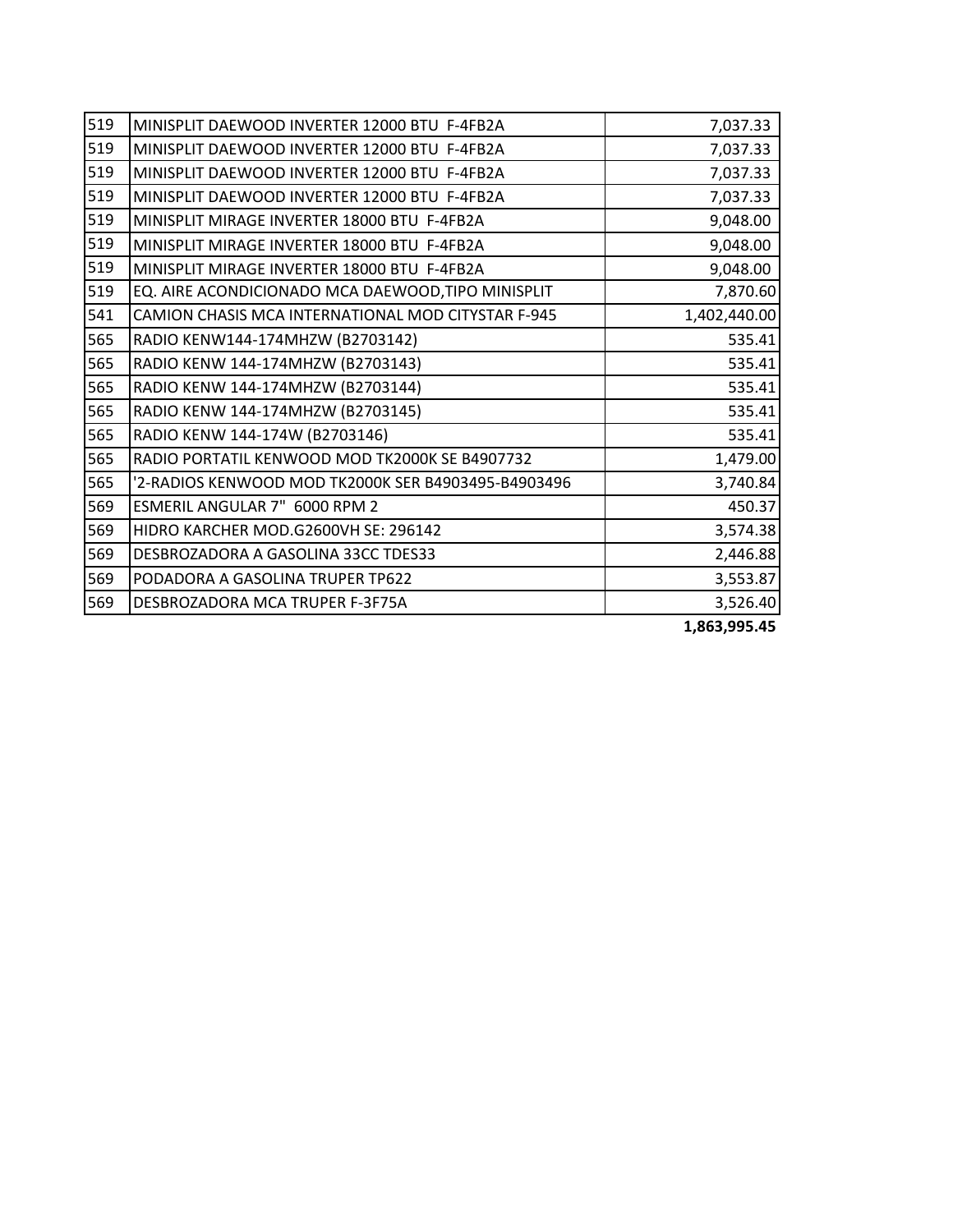| | | |
|---|---|---|
| 519 | MINISPLIT DAEWOOD INVERTER 12000 BTU F-4FB2A | 7,037.33 |
| 519 | MINISPLIT DAEWOOD INVERTER 12000 BTU F-4FB2A | 7,037.33 |
| 519 | MINISPLIT DAEWOOD INVERTER 12000 BTU F-4FB2A | 7,037.33 |
| 519 | MINISPLIT DAEWOOD INVERTER 12000 BTU F-4FB2A | 7,037.33 |
| 519 | MINISPLIT MIRAGE INVERTER 18000 BTU F-4FB2A | 9,048.00 |
| 519 | MINISPLIT MIRAGE INVERTER 18000 BTU F-4FB2A | 9,048.00 |
| 519 | MINISPLIT MIRAGE INVERTER 18000 BTU F-4FB2A | 9,048.00 |
| 519 | EQ. AIRE ACONDICIONADO MCA DAEWOOD,TIPO MINISPLIT | 7,870.60 |
| 541 | CAMION CHASIS MCA INTERNATIONAL MOD CITYSTAR F-945 | 1,402,440.00 |
| 565 | RADIO KENW144-174MHZW (B2703142) | 535.41 |
| 565 | RADIO KENW 144-174MHZW (B2703143) | 535.41 |
| 565 | RADIO KENW 144-174MHZW (B2703144) | 535.41 |
| 565 | RADIO KENW 144-174MHZW (B2703145) | 535.41 |
| 565 | RADIO KENW 144-174W (B2703146) | 535.41 |
| 565 | RADIO PORTATIL KENWOOD MOD TK2000K SE B4907732 | 1,479.00 |
| 565 | '2-RADIOS KENWOOD MOD TK2000K SER B4903495-B4903496 | 3,740.84 |
| 569 | ESMERIL ANGULAR 7" 6000 RPM 2 | 450.37 |
| 569 | HIDRO KARCHER MOD.G2600VH SE: 296142 | 3,574.38 |
| 569 | DESBROZADORA A GASOLINA 33CC TDES33 | 2,446.88 |
| 569 | PODADORA A GASOLINA TRUPER TP622 | 3,553.87 |
| 569 | DESBROZADORA MCA TRUPER F-3F75A | 3,526.40 |
| | | **1,863,995.45** |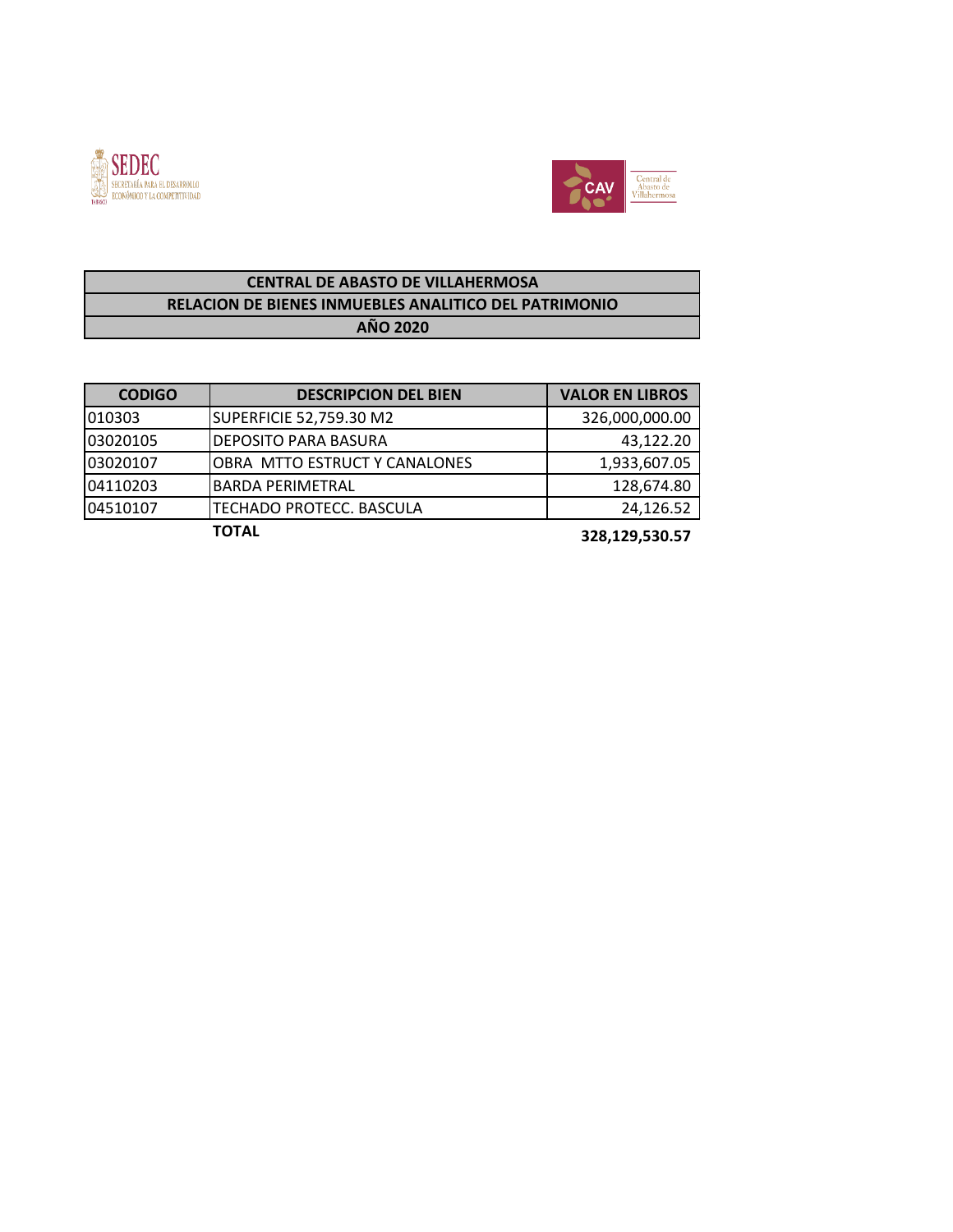SEDEC SECRETARÍA PARA EL DESARROLLO ECONÓMICO Y LA COMPETITIVIDAD

CAV Central de Abasto de Villahermosa

**CENTRAL DE ABASTO DE VILLAHERMOSA**
**RELACION DE BIENES INMUEBLES ANALITICO DEL PATRIMONIO**
**AÑO 2020**

| CODIGO | DESCRIPCION DEL BIEN | VALOR EN LIBROS |
|---|---|---|
| 010303 | SUPERFICIE 52,759.30 M2 | 326,000,000.00 |
| 03020105 | DEPOSITO PARA BASURA | 43,122.20 |
| 03020107 | OBRA MTTO ESTRUCT Y CANALONES | 1,933,607.05 |
| 04110203 | BARDA PERIMETRAL | 128,674.80 |
| 04510107 | TECHADO PROTECC. BASCULA | 24,126.52 |
| | **TOTAL** | **328,129,530.57** |